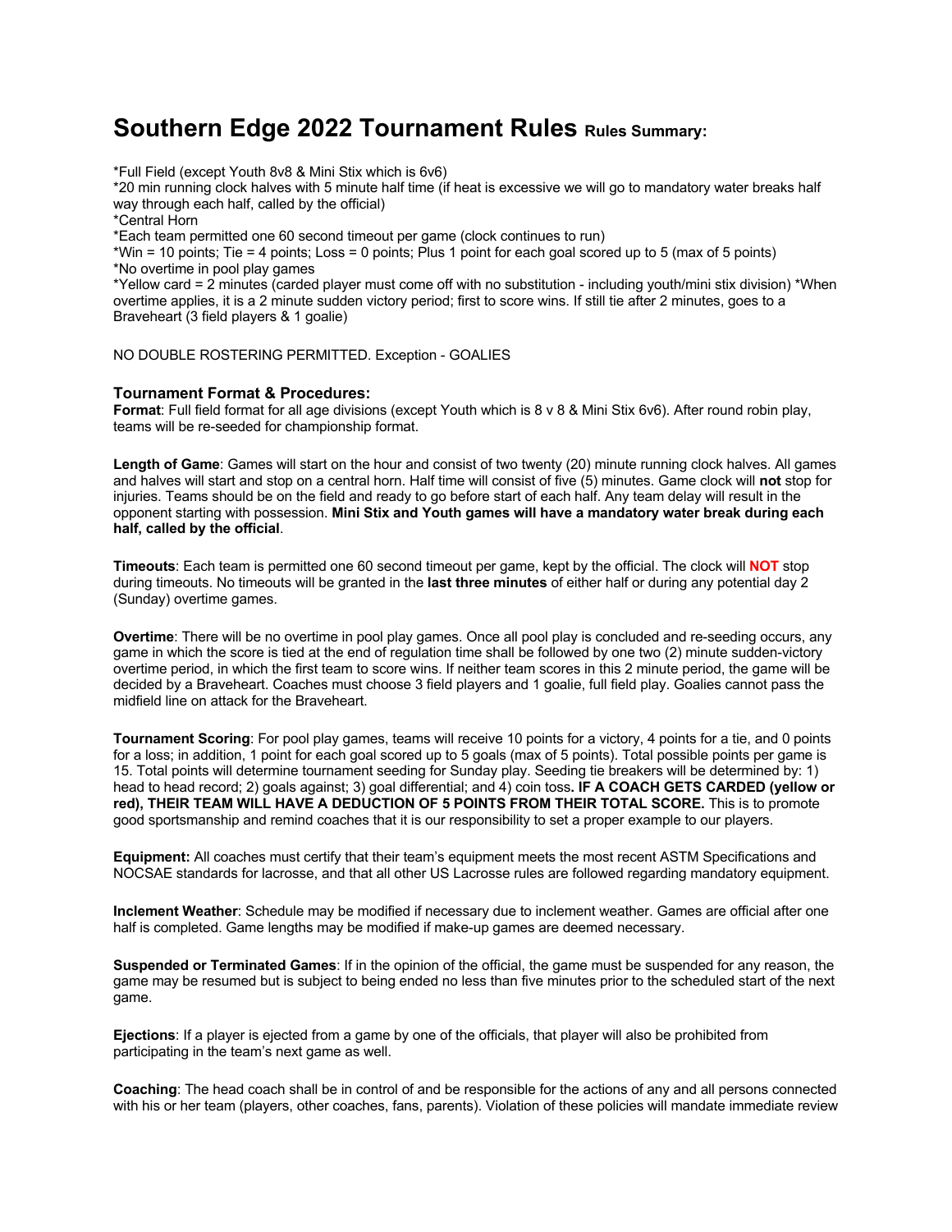# Southern Edge 2022 Tournament Rules Rules Summary:

*Full Field (except Youth 8v8 & Mini Stix which is 6v6)
*20 min running clock halves with 5 minute half time (if heat is excessive we will go to mandatory water breaks half way through each half, called by the official)
*Central Horn
*Each team permitted one 60 second timeout per game (clock continues to run)
*Win = 10 points; Tie = 4 points; Loss = 0 points; Plus 1 point for each goal scored up to 5 (max of 5 points)
*No overtime in pool play games
*Yellow card = 2 minutes (carded player must come off with no substitution - including youth/mini stix division) *When overtime applies, it is a 2 minute sudden victory period; first to score wins. If still tie after 2 minutes, goes to a Braveheart (3 field players & 1 goalie)

NO DOUBLE ROSTERING PERMITTED. Exception - GOALIES

### Tournament Format & Procedures:

**Format**: Full field format for all age divisions (except Youth which is 8 v 8 & Mini Stix 6v6). After round robin play, teams will be re-seeded for championship format.

**Length of Game**: Games will start on the hour and consist of two twenty (20) minute running clock halves. All games and halves will start and stop on a central horn. Half time will consist of five (5) minutes. Game clock will **not** stop for injuries. Teams should be on the field and ready to go before start of each half. Any team delay will result in the opponent starting with possession. **Mini Stix and Youth games will have a mandatory water break during each half, called by the official**.

**Timeouts**: Each team is permitted one 60 second timeout per game, kept by the official. The clock will **NOT** stop during timeouts. No timeouts will be granted in the **last three minutes** of either half or during any potential day 2 (Sunday) overtime games.

**Overtime**: There will be no overtime in pool play games. Once all pool play is concluded and re-seeding occurs, any game in which the score is tied at the end of regulation time shall be followed by one two (2) minute sudden-victory overtime period, in which the first team to score wins. If neither team scores in this 2 minute period, the game will be decided by a Braveheart. Coaches must choose 3 field players and 1 goalie, full field play. Goalies cannot pass the midfield line on attack for the Braveheart.

**Tournament Scoring**: For pool play games, teams will receive 10 points for a victory, 4 points for a tie, and 0 points for a loss; in addition, 1 point for each goal scored up to 5 goals (max of 5 points). Total possible points per game is 15. Total points will determine tournament seeding for Sunday play. Seeding tie breakers will be determined by: 1) head to head record; 2) goals against; 3) goal differential; and 4) coin toss**. IF A COACH GETS CARDED (yellow or red), THEIR TEAM WILL HAVE A DEDUCTION OF 5 POINTS FROM THEIR TOTAL SCORE.** This is to promote good sportsmanship and remind coaches that it is our responsibility to set a proper example to our players.

**Equipment:** All coaches must certify that their team's equipment meets the most recent ASTM Specifications and NOCSAE standards for lacrosse, and that all other US Lacrosse rules are followed regarding mandatory equipment.

**Inclement Weather**: Schedule may be modified if necessary due to inclement weather. Games are official after one half is completed. Game lengths may be modified if make-up games are deemed necessary.

**Suspended or Terminated Games**: If in the opinion of the official, the game must be suspended for any reason, the game may be resumed but is subject to being ended no less than five minutes prior to the scheduled start of the next game.

**Ejections**: If a player is ejected from a game by one of the officials, that player will also be prohibited from participating in the team's next game as well.

**Coaching**: The head coach shall be in control of and be responsible for the actions of any and all persons connected with his or her team (players, other coaches, fans, parents). Violation of these policies will mandate immediate review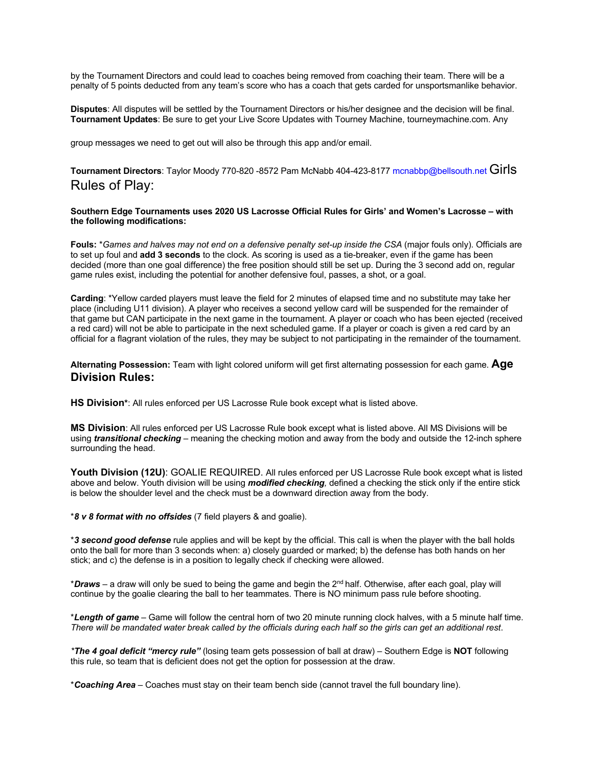by the Tournament Directors and could lead to coaches being removed from coaching their team. There will be a penalty of 5 points deducted from any team's score who has a coach that gets carded for unsportsmanlike behavior.

**Disputes**: All disputes will be settled by the Tournament Directors or his/her designee and the decision will be final.
**Tournament Updates**: Be sure to get your Live Score Updates with Tourney Machine, tourneymachine.com. Any

group messages we need to get out will also be through this app and/or email.

**Tournament Directors**: Taylor Moody 770-820 -8572 Pam McNabb 404-423-8177 mcnabbp@bellsouth.net

## Girls Rules of Play:

**Southern Edge Tournaments uses 2020 US Lacrosse Official Rules for Girls' and Women's Lacrosse – with the following modifications:**

**Fouls:** **Games and halves may not end on a defensive penalty set-up inside the CSA* (major fouls only). Officials are to set up foul and **add 3 seconds** to the clock. As scoring is used as a tie-breaker, even if the game has been decided (more than one goal difference) the free position should still be set up. During the 3 second add on, regular game rules exist, including the potential for another defensive foul, passes, a shot, or a goal.

**Carding**: *Yellow carded players must leave the field for 2 minutes of elapsed time and no substitute may take her place (including U11 division). A player who receives a second yellow card will be suspended for the remainder of that game but CAN participate in the next game in the tournament. A player or coach who has been ejected (received a red card) will not be able to participate in the next scheduled game. If a player or coach is given a red card by an official for a flagrant violation of the rules, they may be subject to not participating in the remainder of the tournament.

**Alternating Possession:** Team with light colored uniform will get first alternating possession for each game.

## Age Division Rules:

**HS Division***: All rules enforced per US Lacrosse Rule book except what is listed above.

**MS Division**: All rules enforced per US Lacrosse Rule book except what is listed above. All MS Divisions will be using ***transitional checking*** – meaning the checking motion and away from the body and outside the 12-inch sphere surrounding the head.

**Youth Division (12U)**: GOALIE REQUIRED. All rules enforced per US Lacrosse Rule book except what is listed above and below. Youth division will be using ***modified checking****,* defined a checking the stick only if the entire stick is below the shoulder level and the check must be a downward direction away from the body.

****8 v 8 format with no offsides*** (7 field players & and goalie).

****3 second good defense*** rule applies and will be kept by the official. This call is when the player with the ball holds onto the ball for more than 3 seconds when: a) closely guarded or marked; b) the defense has both hands on her stick; and c) the defense is in a position to legally check if checking were allowed.

****Draws*** – a draw will only be sued to being the game and begin the 2nd half. Otherwise, after each goal, play will continue by the goalie clearing the ball to her teammates. There is NO minimum pass rule before shooting.

****Length of game*** – Game will follow the central horn of two 20 minute running clock halves, with a 5 minute half time. *There will be mandated water break called by the officials during each half so the girls can get an additional rest*.

****The 4 goal deficit "mercy rule"*** (losing team gets possession of ball at draw) – Southern Edge is **NOT** following this rule, so team that is deficient does not get the option for possession at the draw.

****Coaching Area*** – Coaches must stay on their team bench side (cannot travel the full boundary line).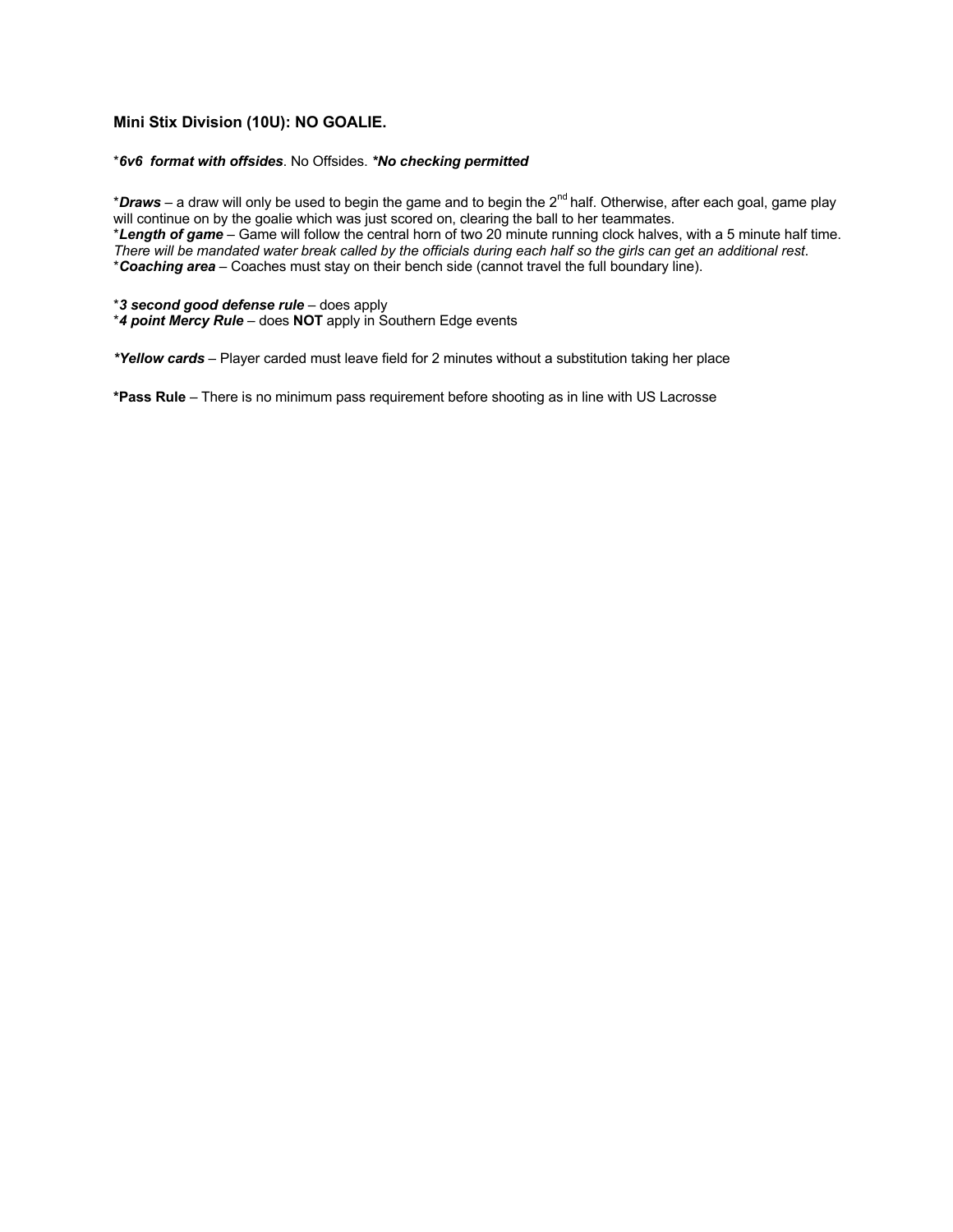### Mini Stix Division (10U): NO GOALIE.

*__*6v6  format with offsides*__. No Offsides. ***No checking permitted***

*__*Draws*__ – a draw will only be used to begin the game and to begin the 2nd half. Otherwise, after each goal, game play will continue on by the goalie which was just scored on, clearing the ball to her teammates.
*__*Length of game*__ – Game will follow the central horn of two 20 minute running clock halves, with a 5 minute half time. *There will be mandated water break called by the officials during each half so the girls can get an additional rest*.
*__*Coaching area*__ – Coaches must stay on their bench side (cannot travel the full boundary line).

*__*3 second good defense rule*__ – does apply
*__*4 point Mercy Rule*__ – does **NOT** apply in Southern Edge events

***Yellow cards*** – Player carded must leave field for 2 minutes without a substitution taking her place

**\*Pass Rule** – There is no minimum pass requirement before shooting as in line with US Lacrosse